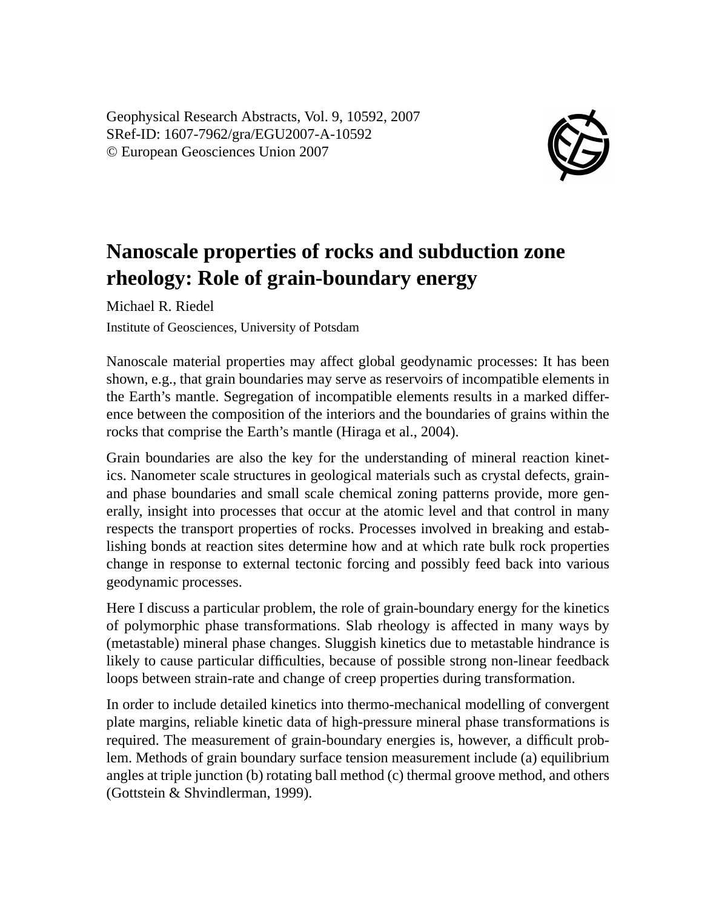Geophysical Research Abstracts, Vol. 9, 10592, 2007
SRef-ID: 1607-7962/gra/EGU2007-A-10592
© European Geosciences Union 2007

# Nanoscale properties of rocks and subduction zone rheology: Role of grain-boundary energy

Michael R. Riedel

Institute of Geosciences, University of Potsdam

Nanoscale material properties may affect global geodynamic processes: It has been shown, e.g., that grain boundaries may serve as reservoirs of incompatible elements in the Earth's mantle. Segregation of incompatible elements results in a marked difference between the composition of the interiors and the boundaries of grains within the rocks that comprise the Earth's mantle (Hiraga et al., 2004).

Grain boundaries are also the key for the understanding of mineral reaction kinetics. Nanometer scale structures in geological materials such as crystal defects, grain- and phase boundaries and small scale chemical zoning patterns provide, more generally, insight into processes that occur at the atomic level and that control in many respects the transport properties of rocks. Processes involved in breaking and establishing bonds at reaction sites determine how and at which rate bulk rock properties change in response to external tectonic forcing and possibly feed back into various geodynamic processes.

Here I discuss a particular problem, the role of grain-boundary energy for the kinetics of polymorphic phase transformations. Slab rheology is affected in many ways by (metastable) mineral phase changes. Sluggish kinetics due to metastable hindrance is likely to cause particular difficulties, because of possible strong non-linear feedback loops between strain-rate and change of creep properties during transformation.

In order to include detailed kinetics into thermo-mechanical modelling of convergent plate margins, reliable kinetic data of high-pressure mineral phase transformations is required. The measurement of grain-boundary energies is, however, a difficult problem. Methods of grain boundary surface tension measurement include (a) equilibrium angles at triple junction (b) rotating ball method (c) thermal groove method, and others (Gottstein & Shvindlerman, 1999).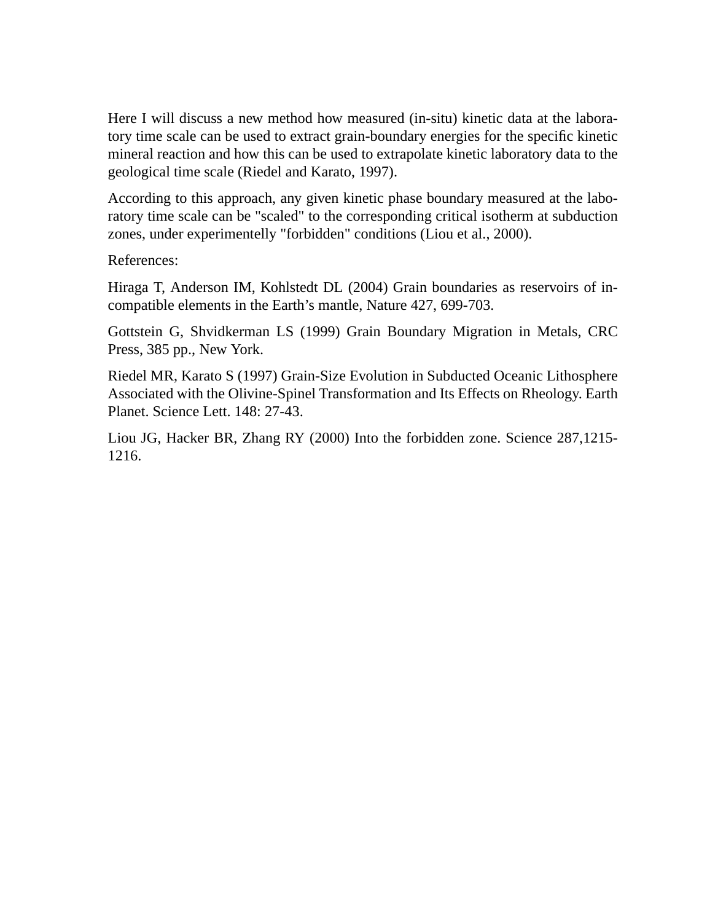Here I will discuss a new method how measured (in-situ) kinetic data at the laboratory time scale can be used to extract grain-boundary energies for the specific kinetic mineral reaction and how this can be used to extrapolate kinetic laboratory data to the geological time scale (Riedel and Karato, 1997).

According to this approach, any given kinetic phase boundary measured at the laboratory time scale can be "scaled" to the corresponding critical isotherm at subduction zones, under experimentelly "forbidden" conditions (Liou et al., 2000).

References:

Hiraga T, Anderson IM, Kohlstedt DL (2004) Grain boundaries as reservoirs of incompatible elements in the Earth's mantle, Nature 427, 699-703.

Gottstein G, Shvidkerman LS (1999) Grain Boundary Migration in Metals, CRC Press, 385 pp., New York.

Riedel MR, Karato S (1997) Grain-Size Evolution in Subducted Oceanic Lithosphere Associated with the Olivine-Spinel Transformation and Its Effects on Rheology. Earth Planet. Science Lett. 148: 27-43.

Liou JG, Hacker BR, Zhang RY (2000) Into the forbidden zone. Science 287,1215-1216.